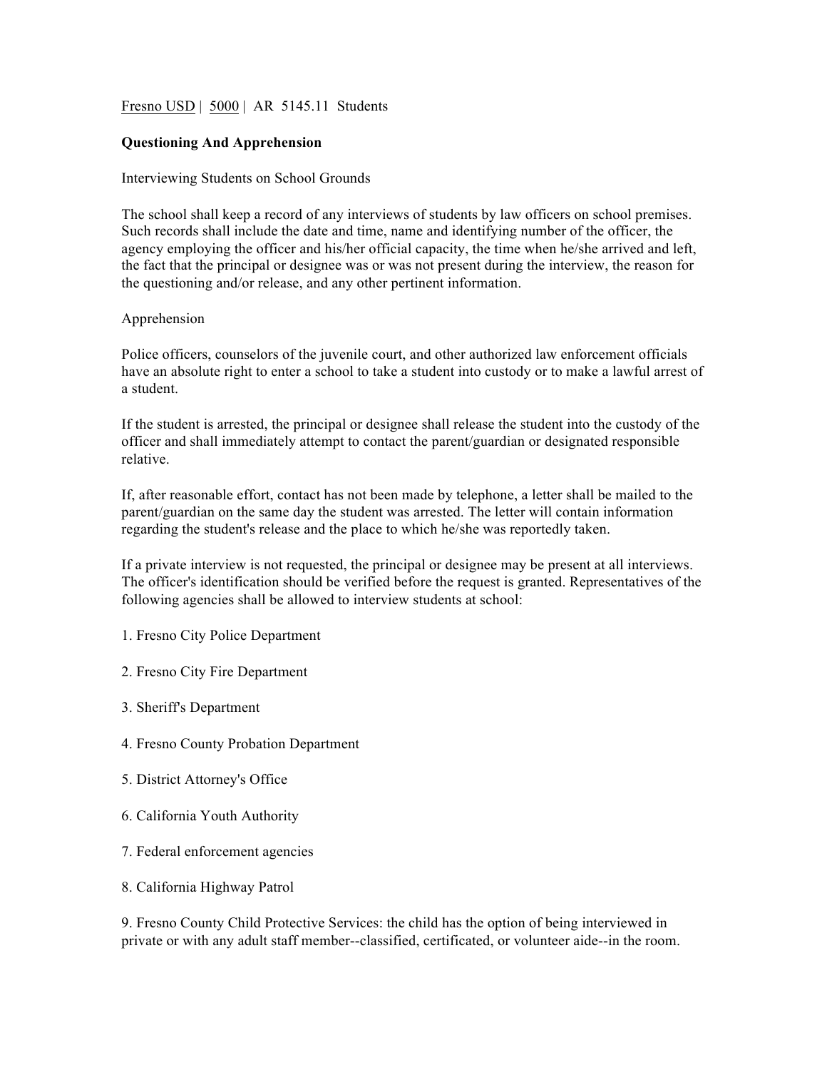Fresno USD | 5000 | AR 5145.11 Students

**Questioning And Apprehension**

Interviewing Students on School Grounds

The school shall keep a record of any interviews of students by law officers on school premises. Such records shall include the date and time, name and identifying number of the officer, the agency employing the officer and his/her official capacity, the time when he/she arrived and left, the fact that the principal or designee was or was not present during the interview, the reason for the questioning and/or release, and any other pertinent information.

Apprehension

Police officers, counselors of the juvenile court, and other authorized law enforcement officials have an absolute right to enter a school to take a student into custody or to make a lawful arrest of a student.

If the student is arrested, the principal or designee shall release the student into the custody of the officer and shall immediately attempt to contact the parent/guardian or designated responsible relative.

If, after reasonable effort, contact has not been made by telephone, a letter shall be mailed to the parent/guardian on the same day the student was arrested. The letter will contain information regarding the student's release and the place to which he/she was reportedly taken.

If a private interview is not requested, the principal or designee may be present at all interviews. The officer's identification should be verified before the request is granted. Representatives of the following agencies shall be allowed to interview students at school:

1. Fresno City Police Department

2. Fresno City Fire Department

3. Sheriff's Department

4. Fresno County Probation Department

5. District Attorney's Office

6. California Youth Authority

7. Federal enforcement agencies

8. California Highway Patrol

9. Fresno County Child Protective Services: the child has the option of being interviewed in private or with any adult staff member--classified, certificated, or volunteer aide--in the room.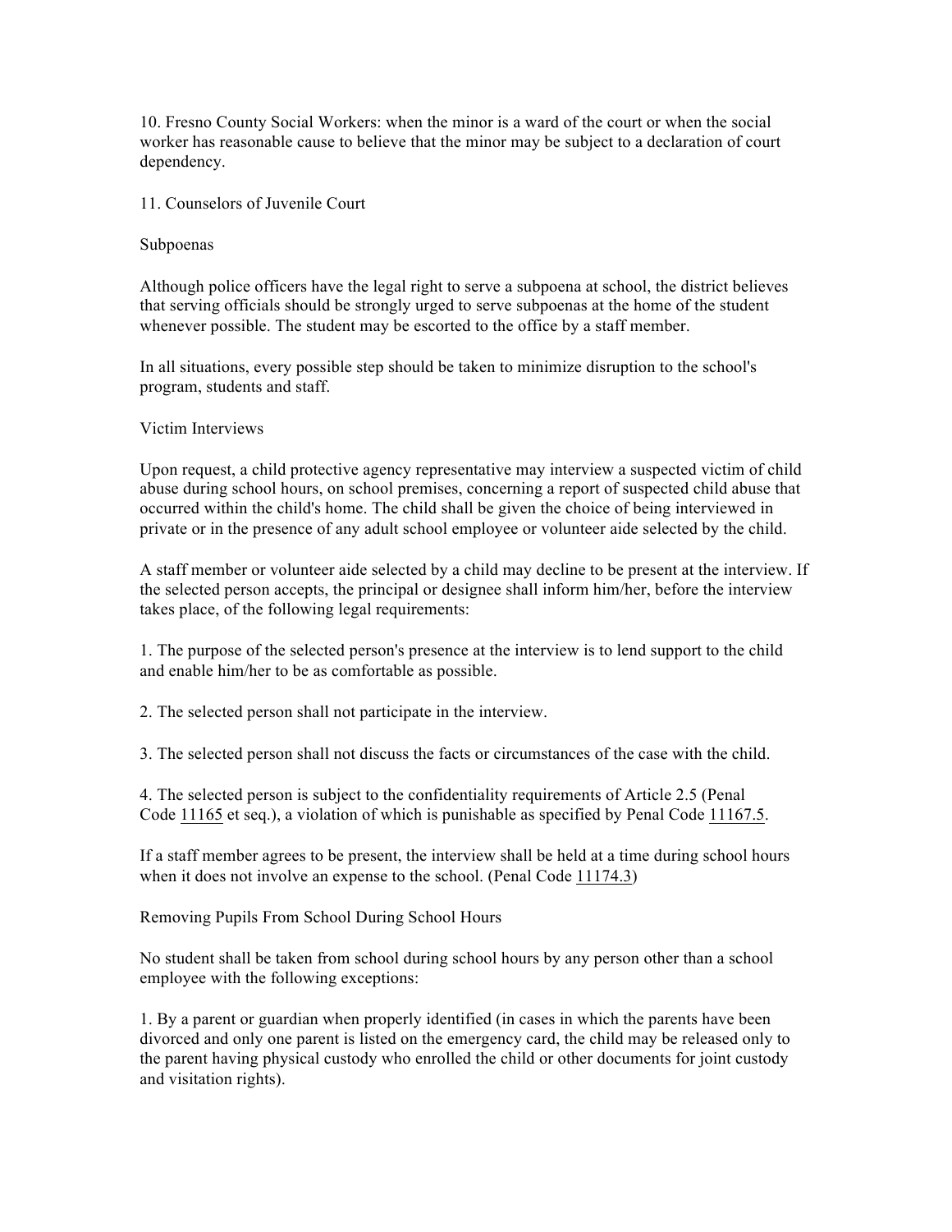10. Fresno County Social Workers: when the minor is a ward of the court or when the social worker has reasonable cause to believe that the minor may be subject to a declaration of court dependency.

11. Counselors of Juvenile Court

Subpoenas

Although police officers have the legal right to serve a subpoena at school, the district believes that serving officials should be strongly urged to serve subpoenas at the home of the student whenever possible. The student may be escorted to the office by a staff member.

In all situations, every possible step should be taken to minimize disruption to the school's program, students and staff.

Victim Interviews

Upon request, a child protective agency representative may interview a suspected victim of child abuse during school hours, on school premises, concerning a report of suspected child abuse that occurred within the child's home. The child shall be given the choice of being interviewed in private or in the presence of any adult school employee or volunteer aide selected by the child.

A staff member or volunteer aide selected by a child may decline to be present at the interview. If the selected person accepts, the principal or designee shall inform him/her, before the interview takes place, of the following legal requirements:

1. The purpose of the selected person's presence at the interview is to lend support to the child and enable him/her to be as comfortable as possible.

2. The selected person shall not participate in the interview.

3. The selected person shall not discuss the facts or circumstances of the case with the child.

4. The selected person is subject to the confidentiality requirements of Article 2.5 (Penal Code 11165 et seq.), a violation of which is punishable as specified by Penal Code 11167.5.

If a staff member agrees to be present, the interview shall be held at a time during school hours when it does not involve an expense to the school. (Penal Code 11174.3)

Removing Pupils From School During School Hours

No student shall be taken from school during school hours by any person other than a school employee with the following exceptions:

1. By a parent or guardian when properly identified (in cases in which the parents have been divorced and only one parent is listed on the emergency card, the child may be released only to the parent having physical custody who enrolled the child or other documents for joint custody and visitation rights).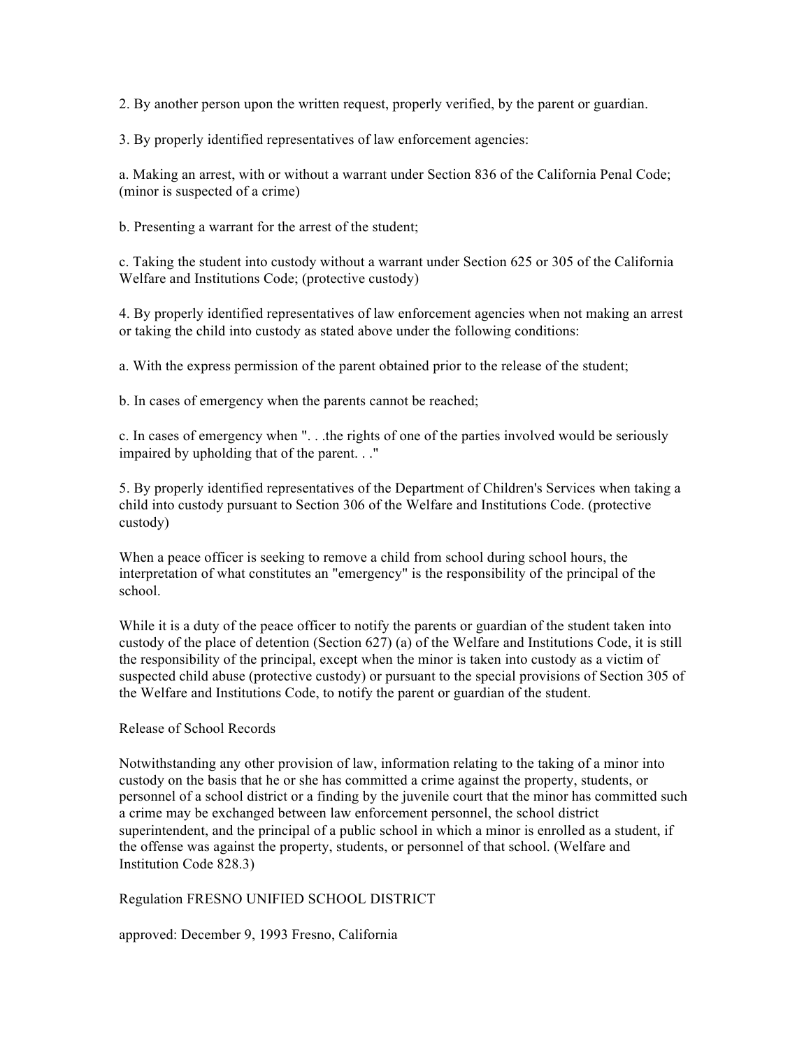2. By another person upon the written request, properly verified, by the parent or guardian.

3. By properly identified representatives of law enforcement agencies:

a. Making an arrest, with or without a warrant under Section 836 of the California Penal Code; (minor is suspected of a crime)

b. Presenting a warrant for the arrest of the student;

c. Taking the student into custody without a warrant under Section 625 or 305 of the California Welfare and Institutions Code; (protective custody)

4. By properly identified representatives of law enforcement agencies when not making an arrest or taking the child into custody as stated above under the following conditions:

a. With the express permission of the parent obtained prior to the release of the student;

b. In cases of emergency when the parents cannot be reached;

c. In cases of emergency when ". . .the rights of one of the parties involved would be seriously impaired by upholding that of the parent. . ."

5. By properly identified representatives of the Department of Children's Services when taking a child into custody pursuant to Section 306 of the Welfare and Institutions Code. (protective custody)

When a peace officer is seeking to remove a child from school during school hours, the interpretation of what constitutes an "emergency" is the responsibility of the principal of the school.

While it is a duty of the peace officer to notify the parents or guardian of the student taken into custody of the place of detention (Section 627) (a) of the Welfare and Institutions Code, it is still the responsibility of the principal, except when the minor is taken into custody as a victim of suspected child abuse (protective custody) or pursuant to the special provisions of Section 305 of the Welfare and Institutions Code, to notify the parent or guardian of the student.

Release of School Records

Notwithstanding any other provision of law, information relating to the taking of a minor into custody on the basis that he or she has committed a crime against the property, students, or personnel of a school district or a finding by the juvenile court that the minor has committed such a crime may be exchanged between law enforcement personnel, the school district superintendent, and the principal of a public school in which a minor is enrolled as a student, if the offense was against the property, students, or personnel of that school. (Welfare and Institution Code 828.3)

Regulation FRESNO UNIFIED SCHOOL DISTRICT

approved: December 9, 1993 Fresno, California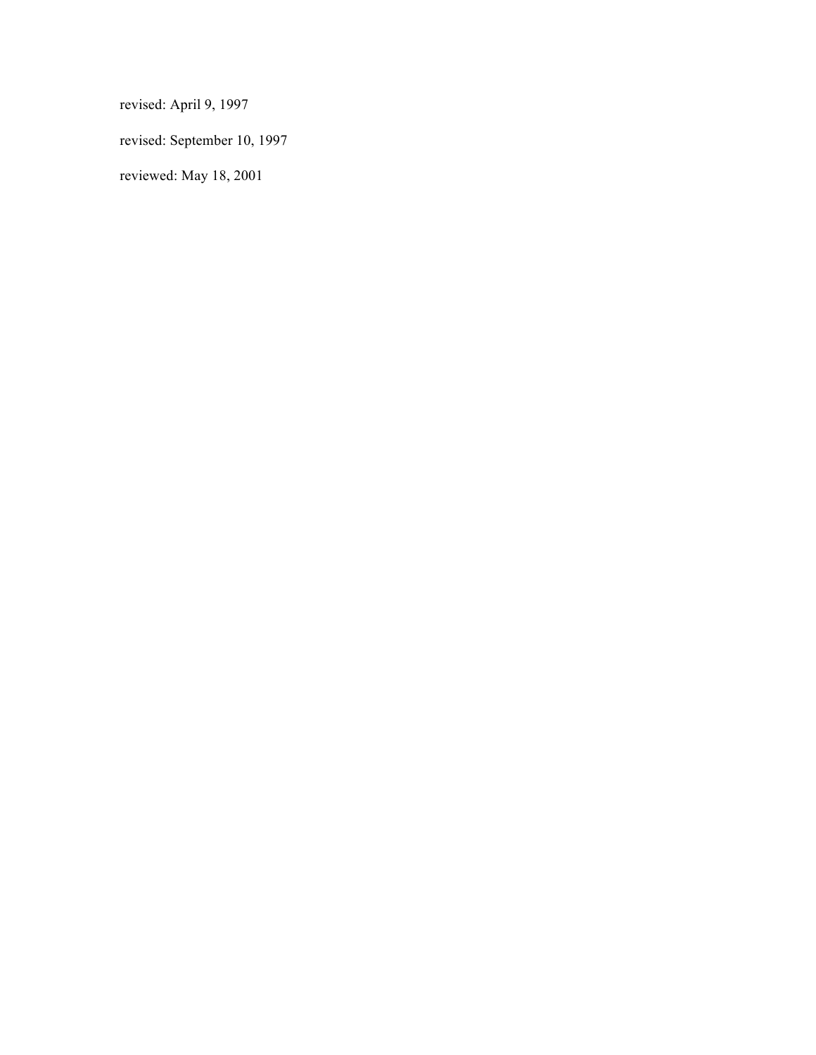revised: April 9, 1997

revised: September 10, 1997

reviewed: May 18, 2001